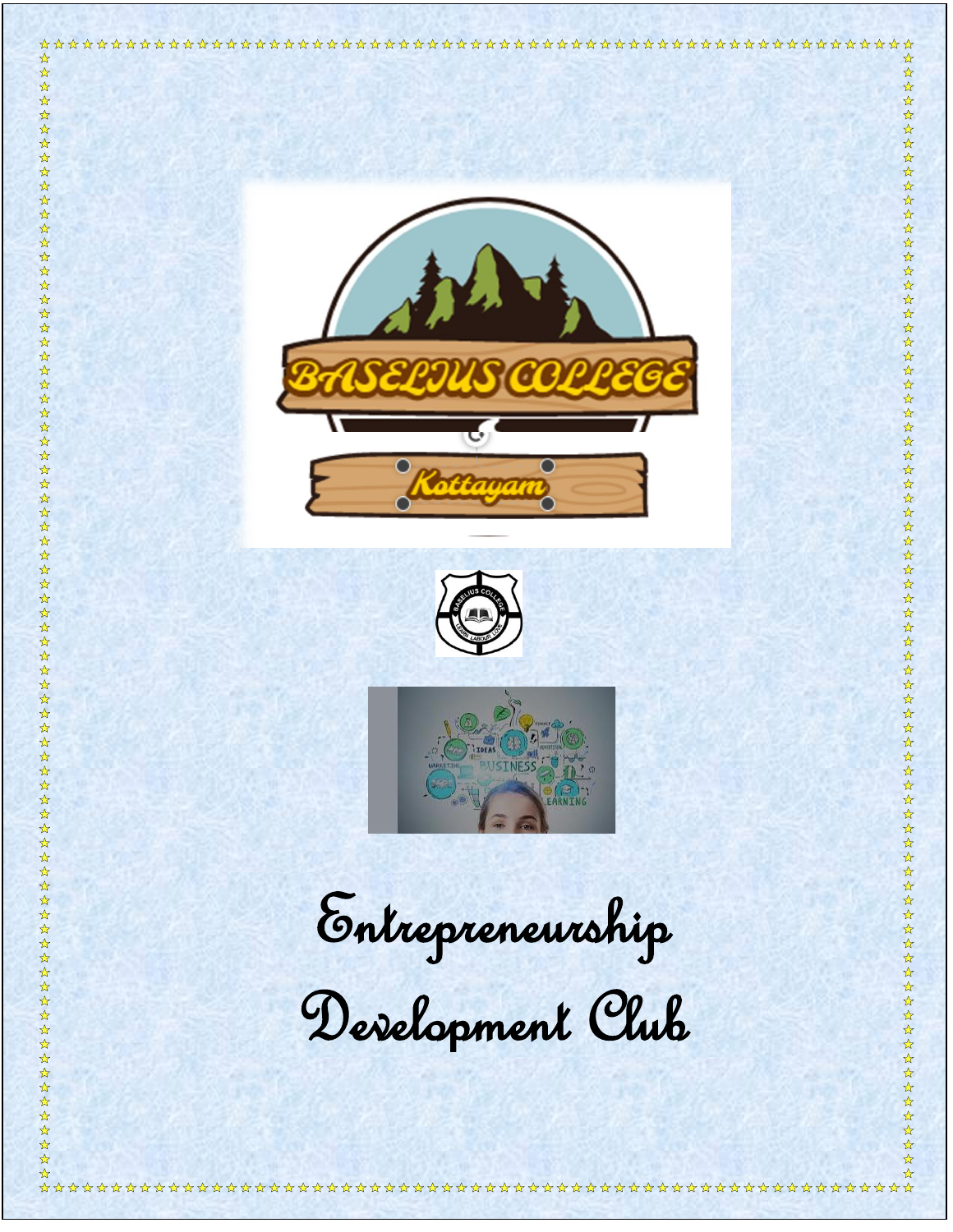# Entrepreneurship Development Club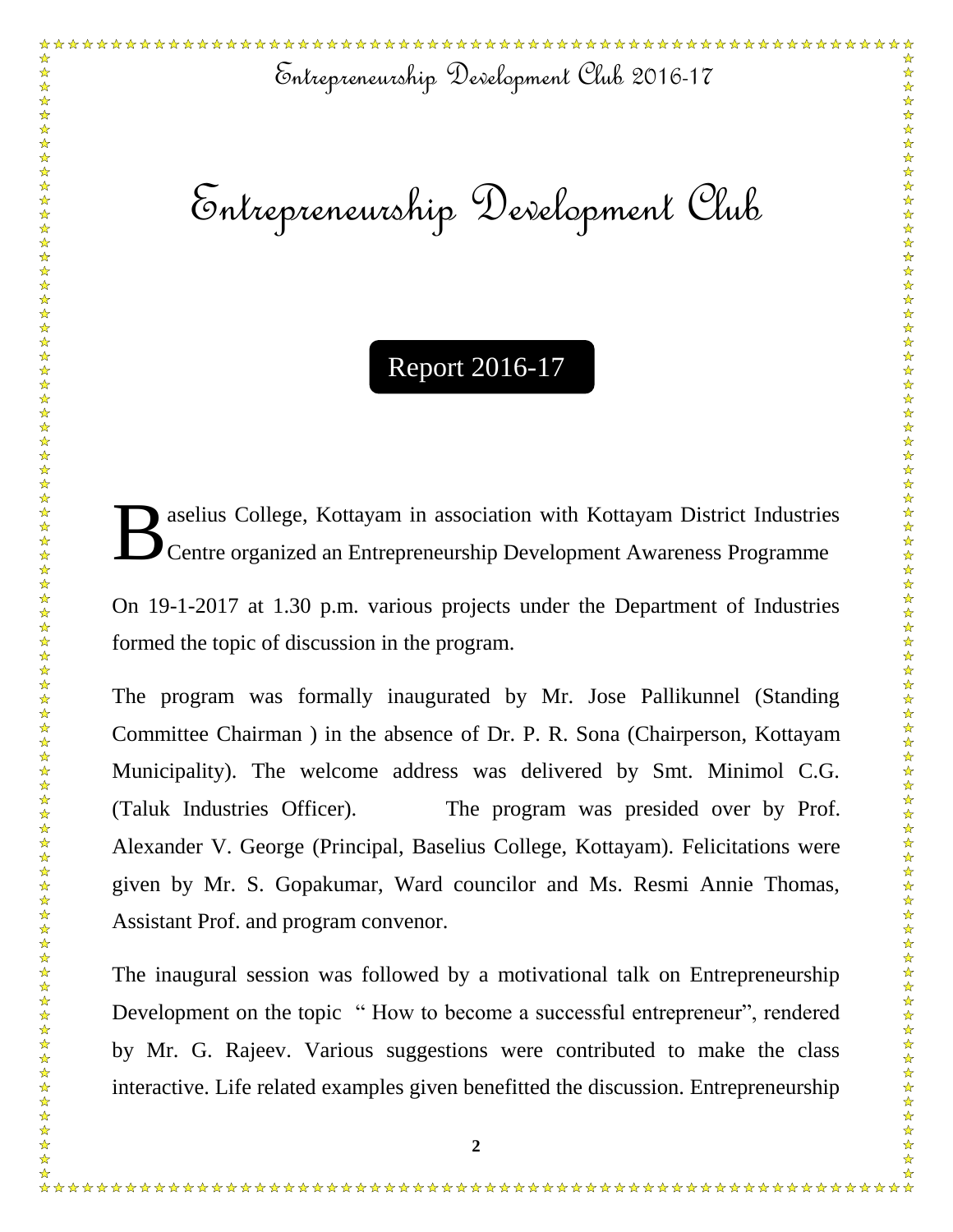# Entrepreneurship Development Club

## Report 2016-17

Baselius College, Kottayam in association with Kottayam District Industries Centre organized an Entrepreneurship Development Awareness Programme

On 19-1-2017 at 1.30 p.m. various projects under the Department of Industries formed the topic of discussion in the program.

The program was formally inaugurated by Mr. Jose Pallikunnel (Standing Committee Chairman ) in the absence of Dr. P. R. Sona (Chairperson, Kottayam Municipality). The welcome address was delivered by Smt. Minimol C.G. (Taluk Industries Officer). The program was presided over by Prof. Alexander V. George (Principal, Baselius College, Kottayam). Felicitations were given by Mr. S. Gopakumar, Ward councilor and Ms. Resmi Annie Thomas, Assistant Prof. and program convenor.

The inaugural session was followed by a motivational talk on Entrepreneurship Development on the topic " How to become a successful entrepreneur", rendered by Mr. G. Rajeev. Various suggestions were contributed to make the class interactive. Life related examples given benefitted the discussion. Entrepreneurship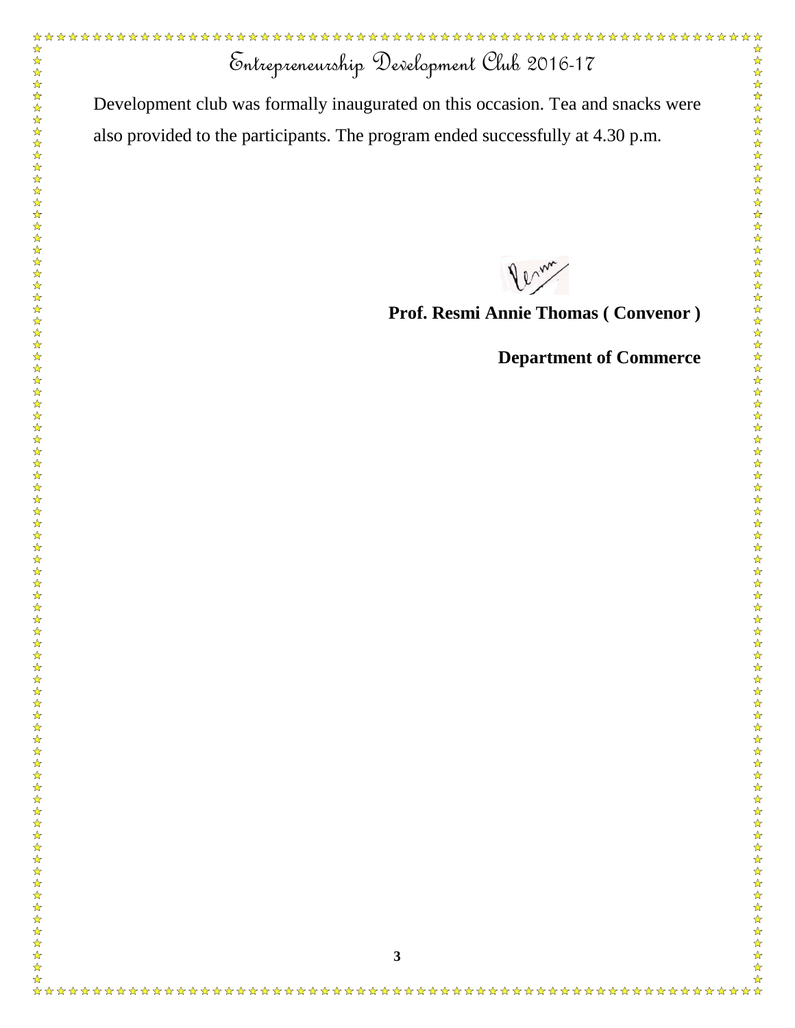Development club was formally inaugurated on this occasion. Tea and snacks were also provided to the participants. The program ended successfully at 4.30 p.m.

**Prof. Resmi Annie Thomas ( Convenor )**

**Department of Commerce**